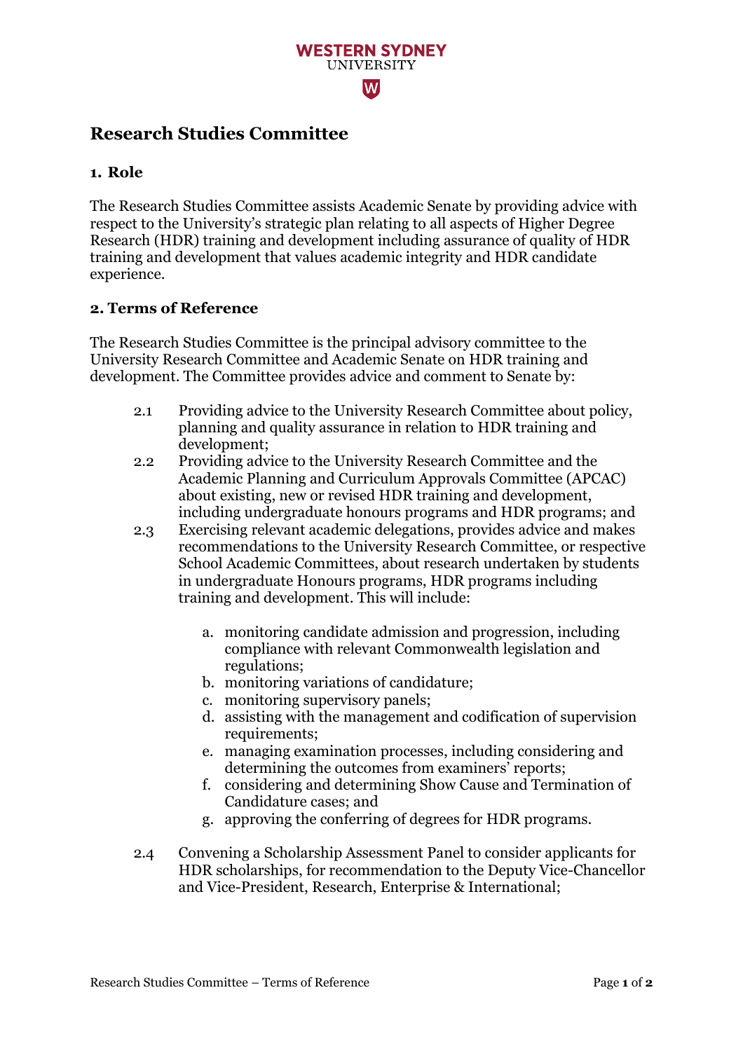WESTERN SYDNEY UNIVERSITY

# Research Studies Committee

## 1. Role

The Research Studies Committee assists Academic Senate by providing advice with respect to the University's strategic plan relating to all aspects of Higher Degree Research (HDR) training and development including assurance of quality of HDR training and development that values academic integrity and HDR candidate experience.

## 2. Terms of Reference

The Research Studies Committee is the principal advisory committee to the University Research Committee and Academic Senate on HDR training and development. The Committee provides advice and comment to Senate by:

2.1 Providing advice to the University Research Committee about policy, planning and quality assurance in relation to HDR training and development;

2.2 Providing advice to the University Research Committee and the Academic Planning and Curriculum Approvals Committee (APCAC) about existing, new or revised HDR training and development, including undergraduate honours programs and HDR programs; and

2.3 Exercising relevant academic delegations, provides advice and makes recommendations to the University Research Committee, or respective School Academic Committees, about research undertaken by students in undergraduate Honours programs, HDR programs including training and development. This will include:

a. monitoring candidate admission and progression, including compliance with relevant Commonwealth legislation and regulations;
b. monitoring variations of candidature;
c. monitoring supervisory panels;
d. assisting with the management and codification of supervision requirements;
e. managing examination processes, including considering and determining the outcomes from examiners' reports;
f. considering and determining Show Cause and Termination of Candidature cases; and
g. approving the conferring of degrees for HDR programs.

2.4 Convening a Scholarship Assessment Panel to consider applicants for HDR scholarships, for recommendation to the Deputy Vice-Chancellor and Vice-President, Research, Enterprise & International;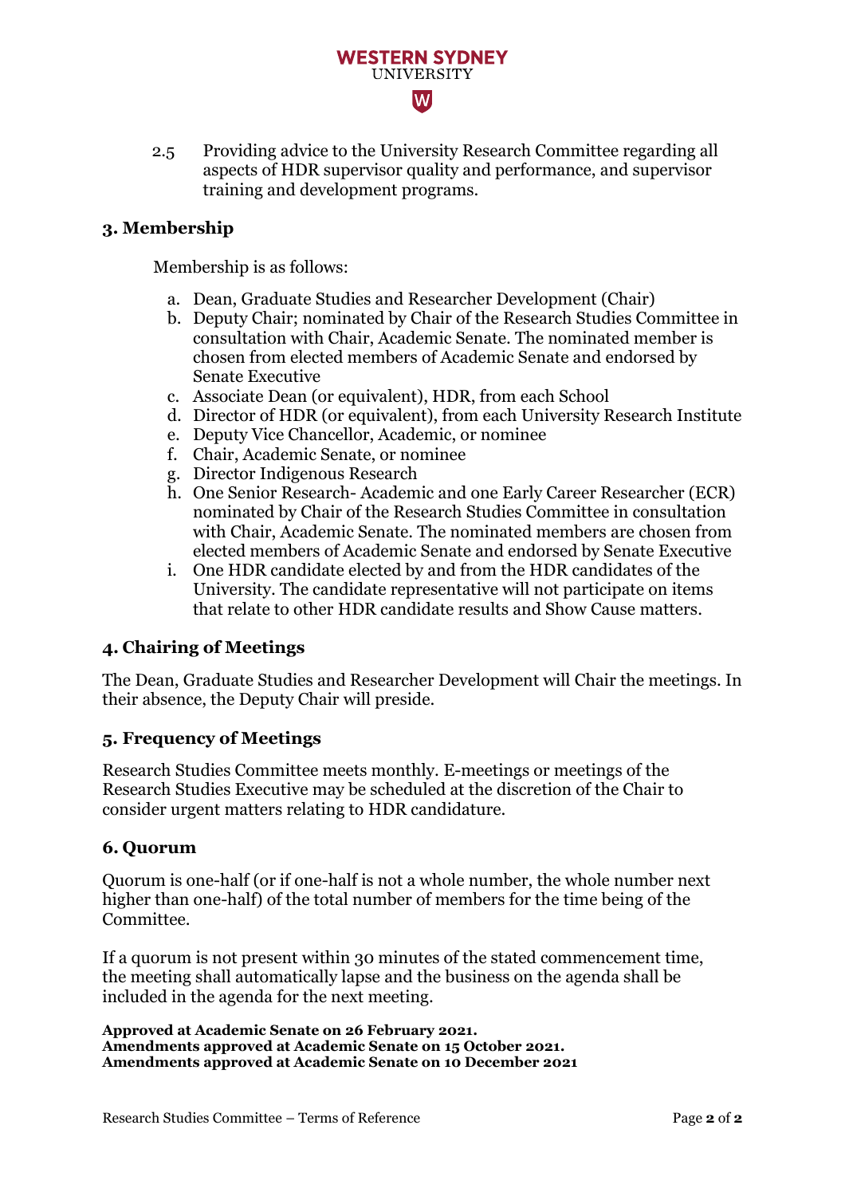2.5 Providing advice to the University Research Committee regarding all aspects of HDR supervisor quality and performance, and supervisor training and development programs.

## 3. Membership

Membership is as follows:

a. Dean, Graduate Studies and Researcher Development (Chair)
b. Deputy Chair; nominated by Chair of the Research Studies Committee in consultation with Chair, Academic Senate. The nominated member is chosen from elected members of Academic Senate and endorsed by Senate Executive
c. Associate Dean (or equivalent), HDR, from each School
d. Director of HDR (or equivalent), from each University Research Institute
e. Deputy Vice Chancellor, Academic, or nominee
f. Chair, Academic Senate, or nominee
g. Director Indigenous Research
h. One Senior Research- Academic and one Early Career Researcher (ECR) nominated by Chair of the Research Studies Committee in consultation with Chair, Academic Senate. The nominated members are chosen from elected members of Academic Senate and endorsed by Senate Executive
i. One HDR candidate elected by and from the HDR candidates of the University. The candidate representative will not participate on items that relate to other HDR candidate results and Show Cause matters.

## 4. Chairing of Meetings

The Dean, Graduate Studies and Researcher Development will Chair the meetings. In their absence, the Deputy Chair will preside.

## 5. Frequency of Meetings

Research Studies Committee meets monthly. E-meetings or meetings of the Research Studies Executive may be scheduled at the discretion of the Chair to consider urgent matters relating to HDR candidature.

## 6. Quorum

Quorum is one-half (or if one-half is not a whole number, the whole number next higher than one-half) of the total number of members for the time being of the Committee.

If a quorum is not present within 30 minutes of the stated commencement time, the meeting shall automatically lapse and the business on the agenda shall be included in the agenda for the next meeting.

**Approved at Academic Senate on 26 February 2021.**
**Amendments approved at Academic Senate on 15 October 2021.**
**Amendments approved at Academic Senate on 10 December 2021**